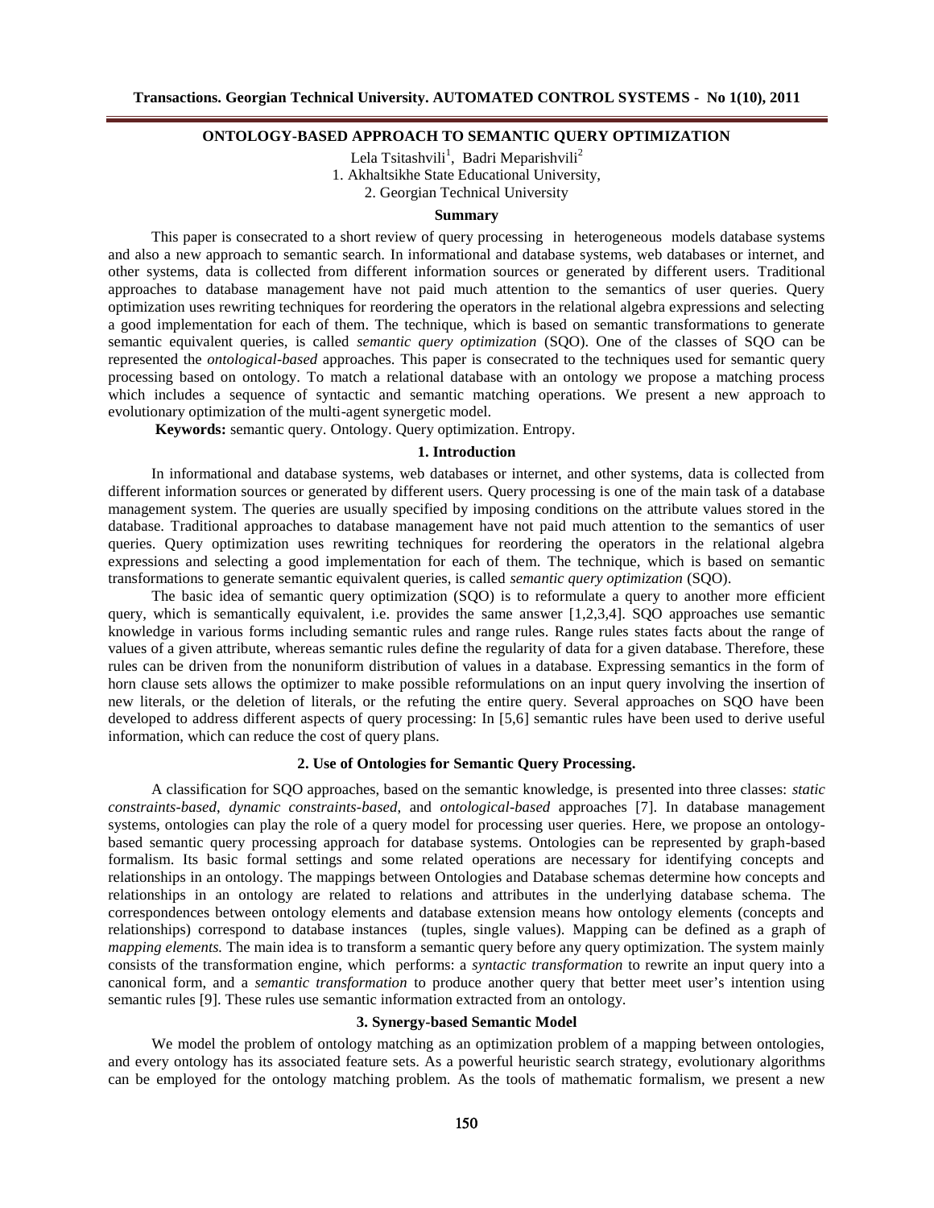# ONTOLOGY-BASED APPROACH TO SEMANTIC QUERY OPTIMIZATION

Lela Tsitashvili[1], Badri Meparishvili[2]

1. Akhaltsikhe State Educational University,
2. Georgian Technical University

### Summary

This paper is consecrated to a short review of query processing in heterogeneous models database systems and also a new approach to semantic search. In informational and database systems, web databases or internet, and other systems, data is collected from different information sources or generated by different users. Traditional approaches to database management have not paid much attention to the semantics of user queries. Query optimization uses rewriting techniques for reordering the operators in the relational algebra expressions and selecting a good implementation for each of them. The technique, which is based on semantic transformations to generate semantic equivalent queries, is called *semantic query optimization* (SQO). One of the classes of SQO can be represented the *ontological-based* approaches. This paper is consecrated to the techniques used for semantic query processing based on ontology. To match a relational database with an ontology we propose a matching process which includes a sequence of syntactic and semantic matching operations. We present a new approach to evolutionary optimization of the multi-agent synergetic model.

**Keywords:** semantic query. Ontology. Query optimization. Entropy.

## 1. Introduction

In informational and database systems, web databases or internet, and other systems, data is collected from different information sources or generated by different users. Query processing is one of the main task of a database management system. The queries are usually specified by imposing conditions on the attribute values stored in the database. Traditional approaches to database management have not paid much attention to the semantics of user queries. Query optimization uses rewriting techniques for reordering the operators in the relational algebra expressions and selecting a good implementation for each of them. The technique, which is based on semantic transformations to generate semantic equivalent queries, is called *semantic query optimization* (SQO).

The basic idea of semantic query optimization (SQO) is to reformulate a query to another more efficient query, which is semantically equivalent, i.e. provides the same answer [1,2,3,4]. SQO approaches use semantic knowledge in various forms including semantic rules and range rules. Range rules states facts about the range of values of a given attribute, whereas semantic rules define the regularity of data for a given database. Therefore, these rules can be driven from the nonuniform distribution of values in a database. Expressing semantics in the form of horn clause sets allows the optimizer to make possible reformulations on an input query involving the insertion of new literals, or the deletion of literals, or the refuting the entire query. Several approaches on SQO have been developed to address different aspects of query processing: In [5,6] semantic rules have been used to derive useful information, which can reduce the cost of query plans.

## 2. Use of Ontologies for Semantic Query Processing.

A classification for SQO approaches, based on the semantic knowledge, is presented into three classes: *static constraints-based*, *dynamic constraints-based*, and *ontological-based* approaches [7]. In database management systems, ontologies can play the role of a query model for processing user queries. Here, we propose an ontology-based semantic query processing approach for database systems. Ontologies can be represented by graph-based formalism. Its basic formal settings and some related operations are necessary for identifying concepts and relationships in an ontology. The mappings between Ontologies and Database schemas determine how concepts and relationships in an ontology are related to relations and attributes in the underlying database schema. The correspondences between ontology elements and database extension means how ontology elements (concepts and relationships) correspond to database instances (tuples, single values). Mapping can be defined as a graph of *mapping elements.* The main idea is to transform a semantic query before any query optimization. The system mainly consists of the transformation engine, which performs: a *syntactic transformation* to rewrite an input query into a canonical form, and a *semantic transformation* to produce another query that better meet user's intention using semantic rules [9]. These rules use semantic information extracted from an ontology.

## 3. Synergy-based Semantic Model

We model the problem of ontology matching as an optimization problem of a mapping between ontologies, and every ontology has its associated feature sets. As a powerful heuristic search strategy, evolutionary algorithms can be employed for the ontology matching problem. As the tools of mathematic formalism, we present a new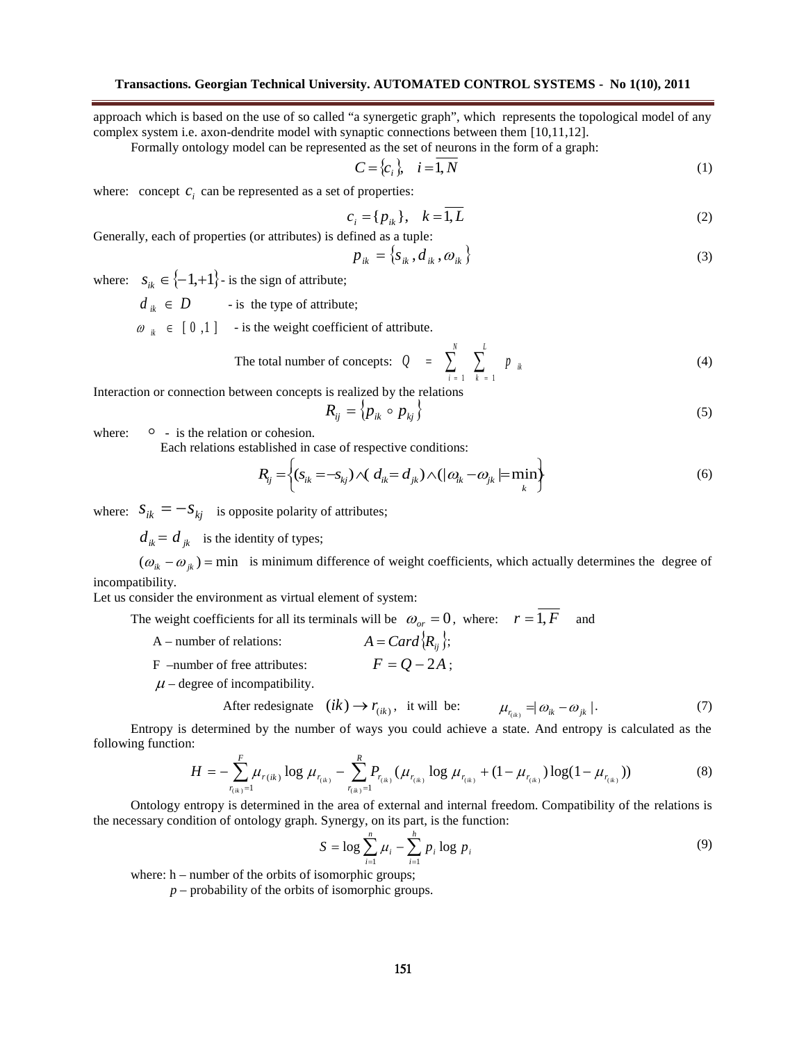approach which is based on the use of so called "a synergetic graph", which represents the topological model of any complex system i.e. axon-dendrite model with synaptic connections between them [10,11,12].

Formally ontology model can be represented as the set of neurons in the form of a graph:

$$C = \{c_i\}, \quad i = \overline{1, N} \tag{1}$$

where: concept $c_i$ can be represented as a set of properties:

$$c_i = \{p_{ik}\}, \quad k = \overline{1, L} \tag{2}$$

Generally, each of properties (or attributes) is defined as a tuple:

$$p_{ik} = \{s_{ik}, d_{ik}, \omega_{ik}\} \tag{3}$$

where: $s_{ik} \in \{-1, +1\}$ - is the sign of attribute;

$d_{ik} \in D$ - is the type of attribute;

$\omega_{ik} \in [0,1]$ - is the weight coefficient of attribute.

The total number of concepts: $Q = \sum_{i=1}^{N} \sum_{k=1}^{L} p_{ik}$ (4)

Interaction or connection between concepts is realized by the relations

$$R_{ij} = \{p_{ik} \circ p_{kj}\} \tag{5}$$

where: $\circ$ - is the relation or cohesion.

Each relations established in case of respective conditions:

$$R_{ij} = \left\{(s_{ik} = -s_{kj}) \wedge (d_{ik} = d_{jk}) \wedge (|\omega_{ik} - \omega_{jk}| = \min_{k})\right\} \tag{6}$$

where: $s_{ik} = -s_{kj}$ is opposite polarity of attributes;

$d_{ik} = d_{jk}$ is the identity of types;

$(\omega_{ik} - \omega_{jk}) = \min$ is minimum difference of weight coefficients, which actually determines the degree of incompatibility.

Let us consider the environment as virtual element of system:

The weight coefficients for all its terminals will be $\omega_{or} = 0$, where: $r = \overline{1, F}$ and

A – number of relations: $A = Card\{R_{ij}\}$;

F –number of free attributes: $F = Q - 2A$;

$\mu$ – degree of incompatibility.

After redesignate $(ik) \rightarrow r_{(ik)}$, it will be: $\mu_{r_{(ik)}} = |\omega_{ik} - \omega_{jk}|$. (7)

Entropy is determined by the number of ways you could achieve a state. And entropy is calculated as the following function:

$$H = -\sum_{r_{(ik)}=1}^{F} \mu_{r(ik)} \log \mu_{r_{(ik)}} - \sum_{r_{(ik)}=1}^{R} P_{r_{(ik)}} (\mu_{r_{(ik)}} \log \mu_{r_{(ik)}} + (1 - \mu_{r_{(ik)}}) \log(1 - \mu_{r_{(ik)}})) \tag{8}$$

Ontology entropy is determined in the area of external and internal freedom. Compatibility of the relations is the necessary condition of ontology graph. Synergy, on its part, is the function:

$$S = \log \sum_{i=1}^{n} \mu_i - \sum_{i=1}^{h} p_i \log p_i \tag{9}$$

where: h – number of the orbits of isomorphic groups;

p – probability of the orbits of isomorphic groups.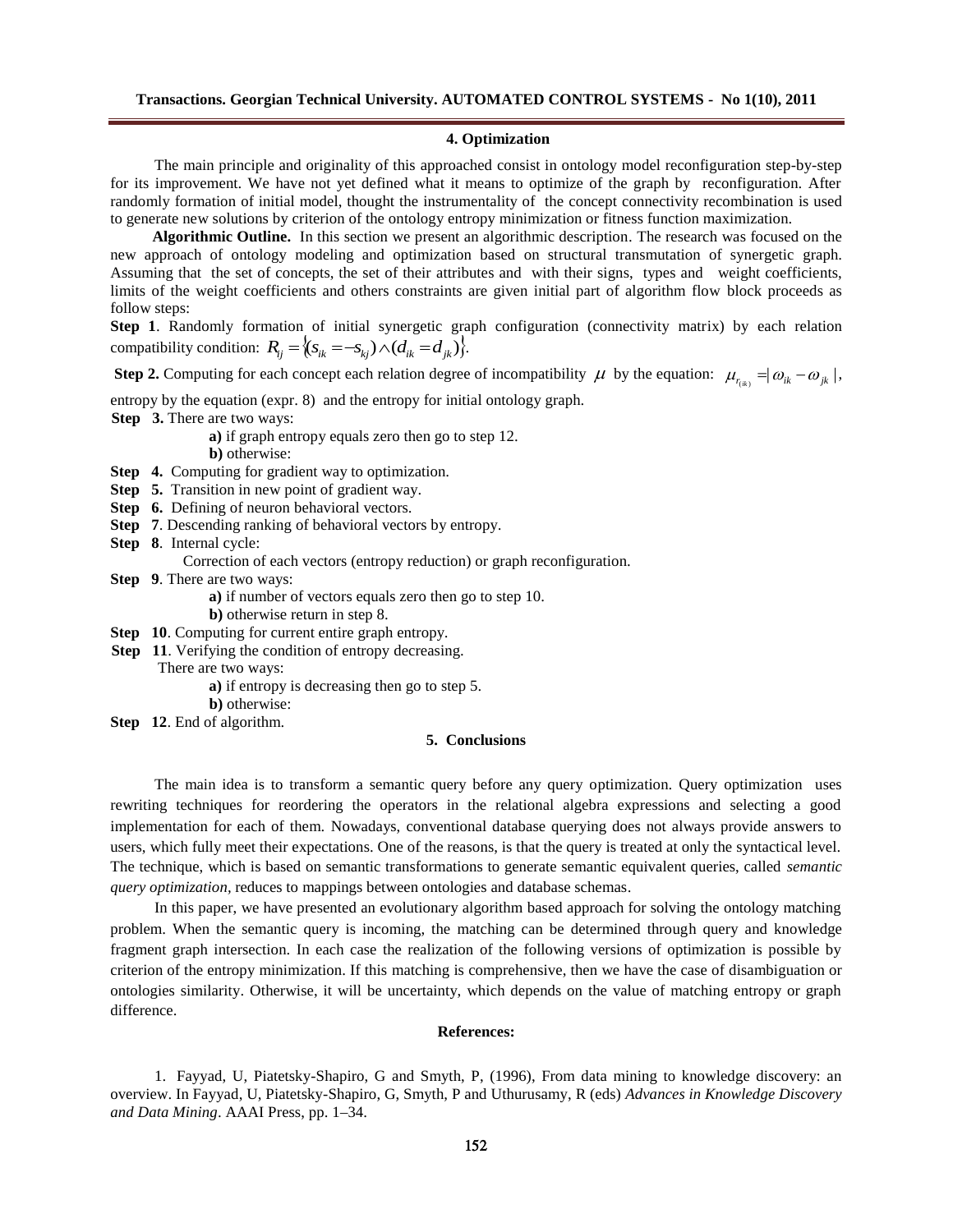### 4. Optimization

The main principle and originality of this approached consist in ontology model reconfiguration step-by-step for its improvement. We have not yet defined what it means to optimize of the graph by reconfiguration. After randomly formation of initial model, thought the instrumentality of the concept connectivity recombination is used to generate new solutions by criterion of the ontology entropy minimization or fitness function maximization.

**Algorithmic Outline.** In this section we present an algorithmic description. The research was focused on the new approach of ontology modeling and optimization based on structural transmutation of synergetic graph. Assuming that the set of concepts, the set of their attributes and with their signs, types and weight coefficients, limits of the weight coefficients and others constraints are given initial part of algorithm flow block proceeds as follow steps:

**Step 1**. Randomly formation of initial synergetic graph configuration (connectivity matrix) by each relation compatibility condition: $R_{ij} = \{(s_{ik} = -s_{kj}) \wedge (d_{ik} = d_{jk})\}$.

**Step 2.** Computing for each concept each relation degree of incompatibility $\mu$ by the equation: $\mu_{r_{(ik)}} = |\omega_{ik} - \omega_{jk}|$, entropy by the equation (expr. 8) and the entropy for initial ontology graph.

**Step 3.** There are two ways:

- **a)** if graph entropy equals zero then go to step 12.
- **b)** otherwise:

**Step 4.** Computing for gradient way to optimization.

**Step 5.** Transition in new point of gradient way.

**Step 6.** Defining of neuron behavioral vectors.

**Step 7**. Descending ranking of behavioral vectors by entropy.

**Step 8**. Internal cycle:

Correction of each vectors (entropy reduction) or graph reconfiguration.

**Step 9**. There are two ways:

- **a)** if number of vectors equals zero then go to step 10.
- **b)** otherwise return in step 8.

**Step 10**. Computing for current entire graph entropy.

**Step 11**. Verifying the condition of entropy decreasing.

There are two ways:

- **a)** if entropy is decreasing then go to step 5.
- **b)** otherwise:

**Step 12**. End of algorithm.

### 5. Conclusions

The main idea is to transform a semantic query before any query optimization. Query optimization uses rewriting techniques for reordering the operators in the relational algebra expressions and selecting a good implementation for each of them. Nowadays, conventional database querying does not always provide answers to users, which fully meet their expectations. One of the reasons, is that the query is treated at only the syntactical level. The technique, which is based on semantic transformations to generate semantic equivalent queries, called *semantic query optimization,* reduces to mappings between ontologies and database schemas.

In this paper, we have presented an evolutionary algorithm based approach for solving the ontology matching problem. When the semantic query is incoming, the matching can be determined through query and knowledge fragment graph intersection. In each case the realization of the following versions of optimization is possible by criterion of the entropy minimization. If this matching is comprehensive, then we have the case of disambiguation or ontologies similarity. Otherwise, it will be uncertainty, which depends on the value of matching entropy or graph difference.

### References:

1. Fayyad, U, Piatetsky-Shapiro, G and Smyth, P, (1996), From data mining to knowledge discovery: an overview. In Fayyad, U, Piatetsky-Shapiro, G, Smyth, P and Uthurusamy, R (eds) *Advances in Knowledge Discovery and Data Mining*. AAAI Press, pp. 1–34.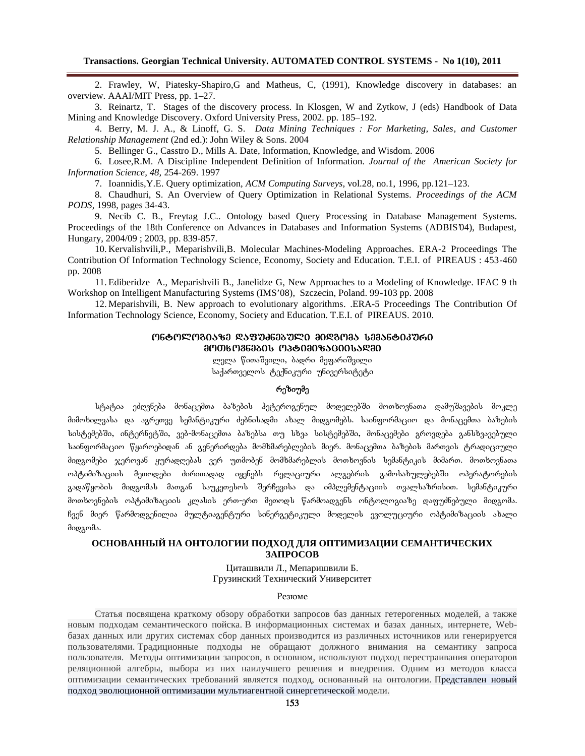2. Frawley, W, Piatesky-Shapiro,G and Matheus, C, (1991), Knowledge discovery in databases: an overview. AAAI/MIT Press, pp. 1–27.

3. Reinartz, T. Stages of the discovery process. In Klosgen, W and Zytkow, J (eds) Handbook of Data Mining and Knowledge Discovery. Oxford University Press, 2002. pp. 185–192.

4. Berry, M. J. A., & Linoff, G. S. *Data Mining Techniques : For Marketing, Sales, and Customer Relationship Management* (2nd ed.): John Wiley & Sons. 2004

5. Bellinger G., Casstro D., Mills A. Date, Information, Knowledge, and Wisdom. 2006

6. Losee,R.M. A Discipline Independent Definition of Information. *Journal of the American Society for Information Science, 48*, 254-269. 1997

7. Ioannidis,Y.E. Query optimization, *ACM Computing Surveys*, vol.28, no.1, 1996, pp.121–123.

8. Chaudhuri, S. An Overview of Query Optimization in Relational Systems. *Proceedings of the ACM PODS*, 1998, pages 34-43.

9. Necib C. B., Freytag J.C.. Ontology based Query Processing in Database Management Systems. Proceedings of the 18th Conference on Advances in Databases and Information Systems (ADBIS'04), Budapest, Hungary, 2004/09 ; 2003, pp. 839-857.

10. Kervalishvili,P., Meparishvili,B. Molecular Machines-Modeling Approaches. ERA-2 Proceedings The Contribution Of Information Technology Science, Economy, Society and Education. T.E.I. of PIREAUS : 453-460 pp. 2008

11. Ediberidze A., Meparishvili B., Janelidze G, New Approaches to a Modeling of Knowledge. IFAC 9 th Workshop on Intelligent Manufacturing Systems (IMS'08), Szczecin, Poland. 99-103 pp. 2008

12. Meparishvili, B. New approach to evolutionary algorithms. .ERA-5 Proceedings The Contribution Of Information Technology Science, Economy, Society and Education. T.E.I. of PIREAUS. 2010.

## ონტოლოგიაზე დაფუძნებული მიდგომა სემანტიკური მოთხოვნების ოპტიმიზაციისაში

ლელა წითაშვილი, ბადრი მეფარიშვილი
საქართველოს ტექნიკური უნივერსიტეტი

**რეზიუმე**

სტატია ეძღვნება მონაცემთა ბაზების ჰეტეროგენულ მოდელებში მოთხოვნათა დამუშავების მოკლე მიმოხილვასა და აგრეთვე სემანტიკური ძებნისადმი ახალ მიდგომებს. საინფორმაციო და მონაცემთა ბაზების სისტემებში, ინტერნეტში, ვებ-მონაცემთა ბაზებსა თუ სხვა სისტემებში, მონაცემები გროვდება განსხვავებული საინფორმაციო წყაროებიდან ან გენერირდება მომხმარებლების მიერ. მონაცემთა ბაზების მართვის ტრადიციული მიდგომები ჯეროვან ყურადღებას ვერ უთმობენ მომხმარებლის მოთხოვნის სემანტიკის მიმართ. მოთხოვნათა ოპტიმიზაციის მეთოდები ძირითადად იყენებს რელაციური ალგებრის გამოსახულებებში ოპერატორების გადაწყობის მიდგომას მათგან საუკეთესოს შერჩევისა და იმპლემენტაციის თვალსაზრისით. სემანტიკური მოთხოვნების ოპტიმიზაციის კლასის ერთ-ერთ მეთოდს წარმოადგენს ონტოლოგიაზე დაფუძნებული მიდგომა. ჩვენ მიერ წარმოდგენილია მულტიაგენტური სინერგეტიკული მოდელის ევოლუციური ოპტიმიზაციის ახალი მიდგომა.

## ОСНОВАННЫЙ НА ОНТОЛОГИИ ПОДХОД ДЛЯ ОПТИМИЗАЦИИ СЕМАНТИЧЕСКИХ ЗАПРОСОВ

Циташвили Л., Мепаришвили Б.
Грузинский Технический Университет

Резюме

Статья посвящена краткому обзору обработки запросов баз данных гетерогенных моделей, а также новым подходам семантического поиска. В информационных системах и базах данных, интернете, Web-базах данных или других системах сбор данных производится из различных источников или генерируется пользователями. Традиционные подходы не обращают должного внимания на семантику запроса пользователя. Методы оптимизации запросов, в основном, используют подход перестраивания операторов реляционной алгебры, выбора из них наилучшего решения и внедрения. Одним из методов класса оптимизации семантических требований является подход, основанный на онтологии. Представлен новый подход эволюционной оптимизации мультиагентной синергетической модели.